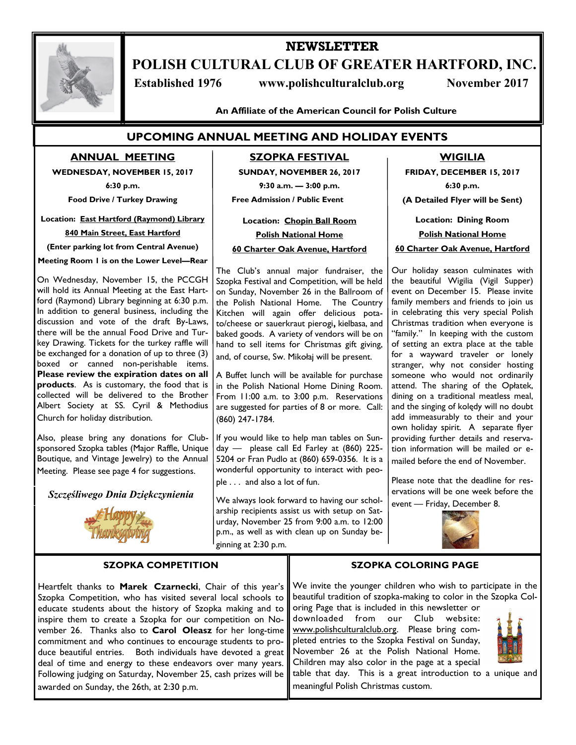# NEWSLETTER

# POLISH CULTURAL CLUB OF GREATER HARTFORD, INC.

**Established 1976** **www.polishculturalclub.org** **November 2017**

**An Affiliate of the American Council for Polish Culture**

## UPCOMING ANNUAL MEETING AND HOLIDAY EVENTS

### ANNUAL MEETING

**WEDNESDAY, NOVEMBER 15, 2017**

**6:30 p.m.**

**Food Drive / Turkey Drawing**

**Location: East Hartford (Raymond) Library**

**840 Main Street, East Hartford**

**(Enter parking lot from Central Avenue)**

**Meeting Room 1 is on the Lower Level—Rear**

On Wednesday, November 15, the PCCGH will hold its Annual Meeting at the East Hartford (Raymond) Library beginning at 6:30 p.m. In addition to general business, including the discussion and vote of the draft By-Laws, there will be the annual Food Drive and Turkey Drawing. Tickets for the turkey raffle will be exchanged for a donation of up to three (3) boxed or canned non-perishable items. **Please review the expiration dates on all products**. As is customary, the food that is collected will be delivered to the Brother Albert Society at SS. Cyril & Methodius Church for holiday distribution.

Also, please bring any donations for Club-sponsored Szopka tables (Major Raffle, Unique Boutique, and Vintage Jewelry) to the Annual Meeting. Please see page 4 for suggestions.

*Szczęśliwego Dnia Dziękczynienia*

### SZOPKA FESTIVAL

**SUNDAY, NOVEMBER 26, 2017**

**9:30 a.m. — 3:00 p.m.**

**Free Admission / Public Event**

**Location: Chopin Ball Room**

**Polish National Home**

**60 Charter Oak Avenue, Hartford**

The Club's annual major fundraiser, the Szopka Festival and Competition, will be held on Sunday, November 26 in the Ballroom of the Polish National Home. The Country Kitchen will again offer delicious potato/cheese or sauerkraut pierogi**,** kielbasa, and baked goods. A variety of vendors will be on hand to sell items for Christmas gift giving, and, of course, Sw. Mikołaj will be present.

A Buffet lunch will be available for purchase in the Polish National Home Dining Room. From 11:00 a.m. to 3:00 p.m. Reservations are suggested for parties of 8 or more. Call: (860) 247-1784.

If you would like to help man tables on Sunday — please call Ed Farley at (860) 225-5204 or Fran Pudlo at (860) 659-0356. It is a wonderful opportunity to interact with people . . . and also a lot of fun.

We always look forward to having our scholarship recipients assist us with setup on Saturday, November 25 from 9:00 a.m. to 12:00 p.m., as well as with clean up on Sunday beginning at 2:30 p.m.

### WIGILIA

**FRIDAY, DECEMBER 15, 2017**

**6:30 p.m.**

**(A Detailed Flyer will be Sent)**

**Location: Dining Room**

**Polish National Home**

**60 Charter Oak Avenue, Hartford**

Our holiday season culminates with the beautiful Wigilia (Vigil Supper) event on December 15. Please invite family members and friends to join us in celebrating this very special Polish Christmas tradition when everyone is "family." In keeping with the custom of setting an extra place at the table for a wayward traveler or lonely stranger, why not consider hosting someone who would not ordinarily attend. The sharing of the Opłatek, dining on a traditional meatless meal, and the singing of kolędy will no doubt add immeasurably to their and your own holiday spirit. A separate flyer providing further details and reservation information will be mailed or e-mailed before the end of November.

Please note that the deadline for reservations will be one week before the event — Friday, December 8.

## SZOPKA COMPETITION

Heartfelt thanks to **Marek Czarnecki**, Chair of this year's Szopka Competition, who has visited several local schools to educate students about the history of Szopka making and to inspire them to create a Szopka for our competition on November 26. Thanks also to **Carol Oleasz** for her long-time commitment and who continues to encourage students to produce beautiful entries. Both individuals have devoted a great deal of time and energy to these endeavors over many years. Following judging on Saturday, November 25, cash prizes will be awarded on Sunday, the 26th, at 2:30 p.m.

## SZOPKA COLORING PAGE

We invite the younger children who wish to participate in the beautiful tradition of szopka-making to color in the Szopka Coloring Page that is included in this newsletter or downloaded from our Club website: www.polishculturalclub.org. Please bring completed entries to the Szopka Festival on Sunday, November 26 at the Polish National Home. Children may also color in the page at a special table that day. This is a great introduction to a unique and meaningful Polish Christmas custom.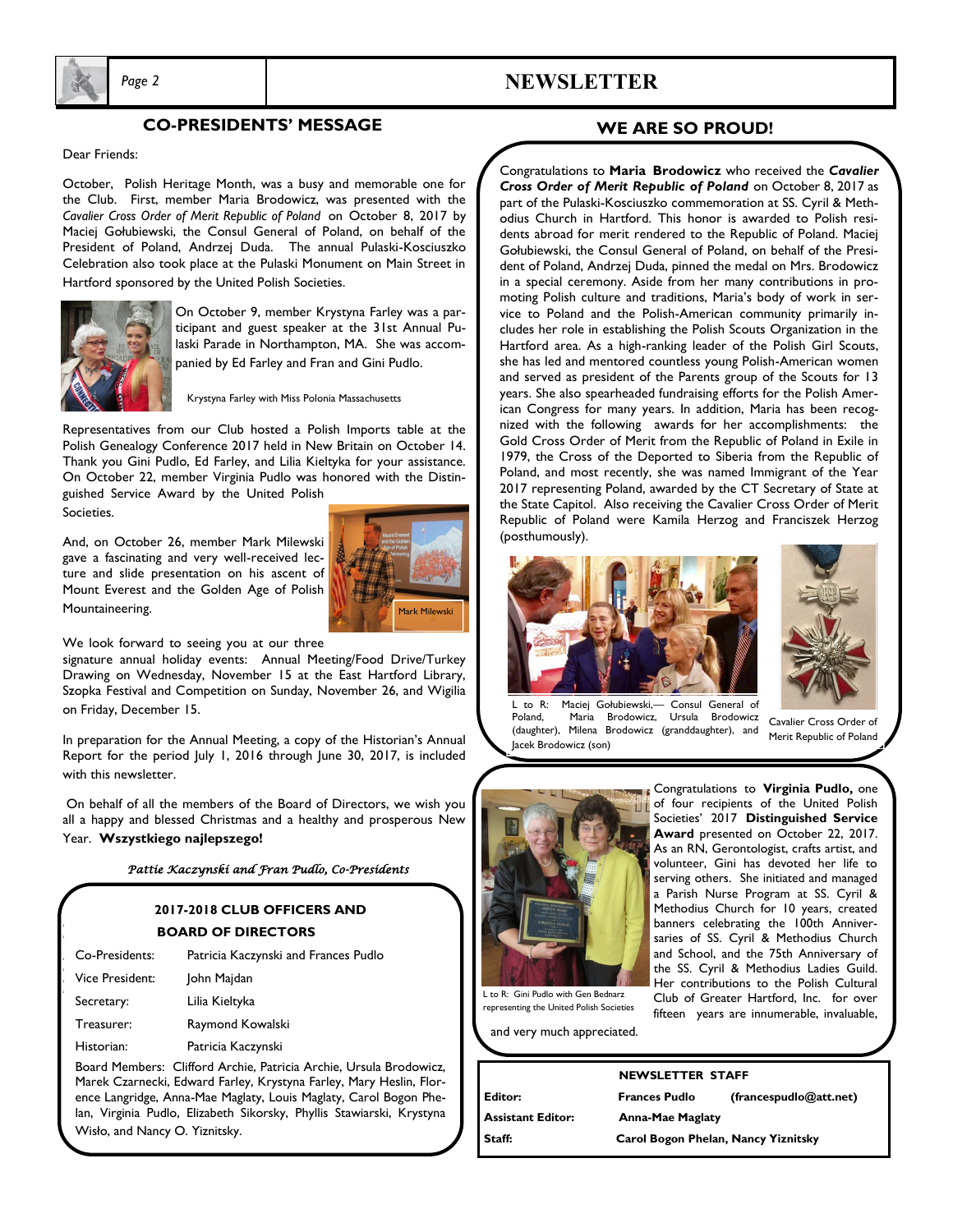## CO-PRESIDENTS' MESSAGE

Dear Friends:

October, Polish Heritage Month, was a busy and memorable one for the Club. First, member Maria Brodowicz, was presented with the *Cavalier Cross Order of Merit Republic of Poland* on October 8, 2017 by Maciej Gołubiewski, the Consul General of Poland, on behalf of the President of Poland, Andrzej Duda. The annual Pulaski-Kosciuszko Celebration also took place at the Pulaski Monument on Main Street in Hartford sponsored by the United Polish Societies.

On October 9, member Krystyna Farley was a participant and guest speaker at the 31st Annual Pulaski Parade in Northampton, MA. She was accompanied by Ed Farley and Fran and Gini Pudlo.

Krystyna Farley with Miss Polonia Massachusetts

Representatives from our Club hosted a Polish Imports table at the Polish Genealogy Conference 2017 held in New Britain on October 14. Thank you Gini Pudlo, Ed Farley, and Lilia Kieltyka for your assistance. On October 22, member Virginia Pudlo was honored with the Distinguished Service Award by the United Polish Societies.

And, on October 26, member Mark Milewski gave a fascinating and very well-received lecture and slide presentation on his ascent of Mount Everest and the Golden Age of Polish Mountaineering.

Mark Milewski

We look forward to seeing you at our three signature annual holiday events: Annual Meeting/Food Drive/Turkey Drawing on Wednesday, November 15 at the East Hartford Library, Szopka Festival and Competition on Sunday, November 26, and Wigilia on Friday, December 15.

In preparation for the Annual Meeting, a copy of the Historian's Annual Report for the period July 1, 2016 through June 30, 2017, is included with this newsletter.

On behalf of all the members of the Board of Directors, we wish you all a happy and blessed Christmas and a healthy and prosperous New Year. **Wszystkiego najlepszego!**

*Pattie Kaczynski and Fran Pudlo, Co-Presidents*

### 2017-2018 CLUB OFFICERS AND BOARD OF DIRECTORS

| | |
|---|---|
| Co-Presidents: | Patricia Kaczynski and Frances Pudlo |
| Vice President: | John Majdan |
| Secretary: | Lilia Kieltyka |
| Treasurer: | Raymond Kowalski |
| Historian: | Patricia Kaczynski |

Board Members: Clifford Archie, Patricia Archie, Ursula Brodowicz, Marek Czarnecki, Edward Farley, Krystyna Farley, Mary Heslin, Florence Langridge, Anna-Mae Maglaty, Louis Maglaty, Carol Bogon Phelan, Virginia Pudlo, Elizabeth Sikorsky, Phyllis Stawiarski, Krystyna Wisło, and Nancy O. Yiznitsky.

## WE ARE SO PROUD!

Congratulations to **Maria Brodowicz** who received the ***Cavalier Cross Order of Merit Republic of Poland*** on October 8, 2017 as part of the Pulaski-Kosciuszko commemoration at SS. Cyril & Methodius Church in Hartford. This honor is awarded to Polish residents abroad for merit rendered to the Republic of Poland. Maciej Gołubiewski, the Consul General of Poland, on behalf of the President of Poland, Andrzej Duda, pinned the medal on Mrs. Brodowicz in a special ceremony. Aside from her many contributions in promoting Polish culture and traditions, Maria's body of work in service to Poland and the Polish-American community primarily includes her role in establishing the Polish Scouts Organization in the Hartford area. As a high-ranking leader of the Polish Girl Scouts, she has led and mentored countless young Polish-American women and served as president of the Parents group of the Scouts for 13 years. She also spearheaded fundraising efforts for the Polish American Congress for many years. In addition, Maria has been recognized with the following awards for her accomplishments: the Gold Cross Order of Merit from the Republic of Poland in Exile in 1979, the Cross of the Deported to Siberia from the Republic of Poland, and most recently, she was named Immigrant of the Year 2017 representing Poland, awarded by the CT Secretary of State at the State Capitol. Also receiving the Cavalier Cross Order of Merit Republic of Poland were Kamila Herzog and Franciszek Herzog (posthumously).

L to R: Maciej Gołubiewski,— Consul General of Poland, Maria Brodowicz, Ursula Brodowicz (daughter), Milena Brodowicz (granddaughter), and Jacek Brodowicz (son)

Cavalier Cross Order of Merit Republic of Poland

Congratulations to **Virginia Pudlo,** one of four recipients of the United Polish Societies' 2017 **Distinguished Service Award** presented on October 22, 2017. As an RN, Gerontologist, crafts artist, and volunteer, Gini has devoted her life to serving others. She initiated and managed a Parish Nurse Program at SS. Cyril & Methodius Church for 10 years, created banners celebrating the 100th Anniversaries of SS. Cyril & Methodius Church and School, and the 75th Anniversary of the SS. Cyril & Methodius Ladies Guild. Her contributions to the Polish Cultural Club of Greater Hartford, Inc. for over fifteen years are innumerable, invaluable, and very much appreciated.

L to R: Gini Pudlo with Gen Bednarz representing the United Polish Societies

### NEWSLETTER STAFF

| | |
|---|---|
| **Editor:** | **Frances Pudlo (francespudlo@att.net)** |
| **Assistant Editor:** | **Anna-Mae Maglaty** |
| **Staff:** | **Carol Bogon Phelan, Nancy Yiznitsky** |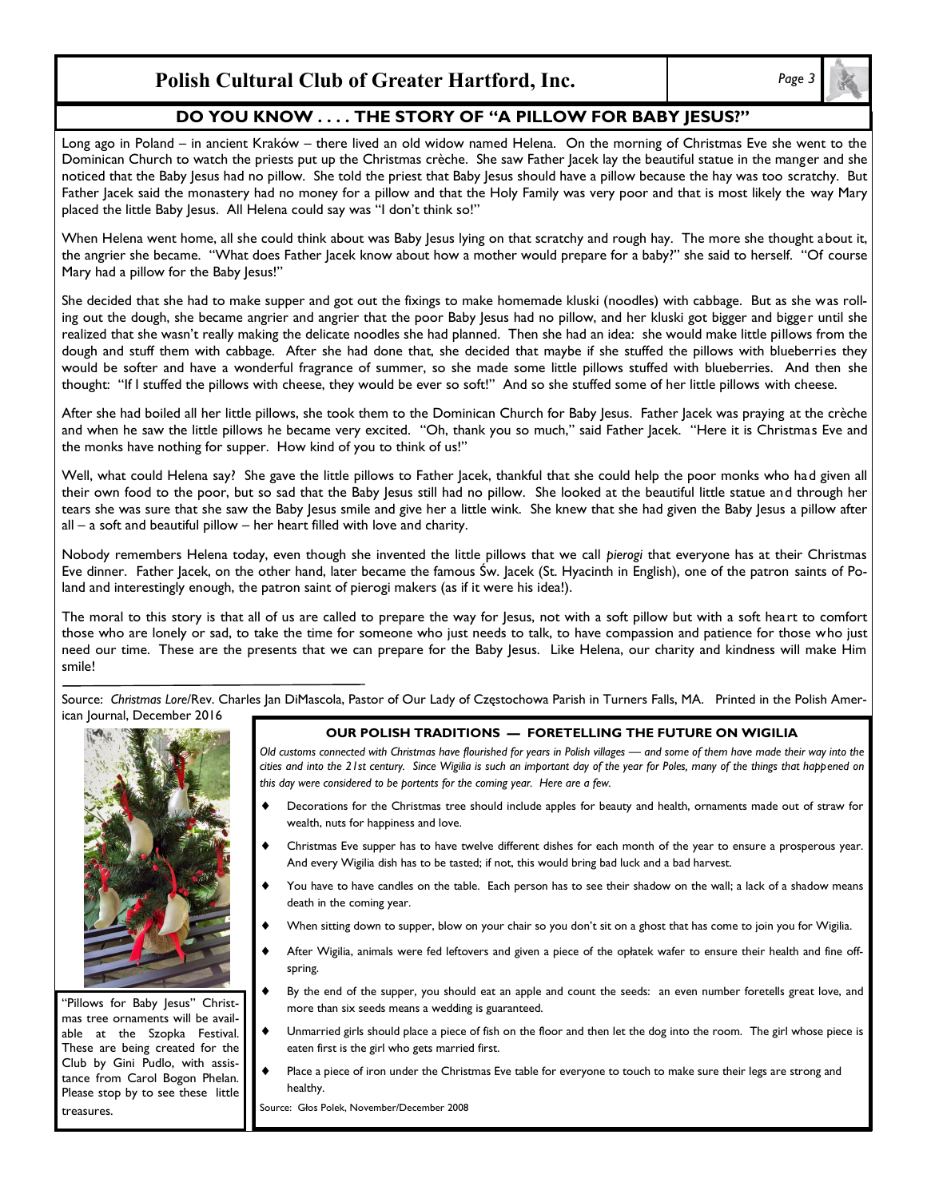## DO YOU KNOW . . . . THE STORY OF "A PILLOW FOR BABY JESUS?"

Long ago in Poland – in ancient Kraków – there lived an old widow named Helena. On the morning of Christmas Eve she went to the Dominican Church to watch the priests put up the Christmas crèche. She saw Father Jacek lay the beautiful statue in the manger and she noticed that the Baby Jesus had no pillow. She told the priest that Baby Jesus should have a pillow because the hay was too scratchy. But Father Jacek said the monastery had no money for a pillow and that the Holy Family was very poor and that is most likely the way Mary placed the little Baby Jesus. All Helena could say was "I don't think so!"

When Helena went home, all she could think about was Baby Jesus lying on that scratchy and rough hay. The more she thought about it, the angrier she became. "What does Father Jacek know about how a mother would prepare for a baby?" she said to herself. "Of course Mary had a pillow for the Baby Jesus!"

She decided that she had to make supper and got out the fixings to make homemade kluski (noodles) with cabbage. But as she was rolling out the dough, she became angrier and angrier that the poor Baby Jesus had no pillow, and her kluski got bigger and bigger until she realized that she wasn't really making the delicate noodles she had planned. Then she had an idea: she would make little pillows from the dough and stuff them with cabbage. After she had done that, she decided that maybe if she stuffed the pillows with blueberries they would be softer and have a wonderful fragrance of summer, so she made some little pillows stuffed with blueberries. And then she thought: "If I stuffed the pillows with cheese, they would be ever so soft!" And so she stuffed some of her little pillows with cheese.

After she had boiled all her little pillows, she took them to the Dominican Church for Baby Jesus. Father Jacek was praying at the crèche and when he saw the little pillows he became very excited. "Oh, thank you so much," said Father Jacek. "Here it is Christmas Eve and the monks have nothing for supper. How kind of you to think of us!"

Well, what could Helena say? She gave the little pillows to Father Jacek, thankful that she could help the poor monks who had given all their own food to the poor, but so sad that the Baby Jesus still had no pillow. She looked at the beautiful little statue and through her tears she was sure that she saw the Baby Jesus smile and give her a little wink. She knew that she had given the Baby Jesus a pillow after all – a soft and beautiful pillow – her heart filled with love and charity.

Nobody remembers Helena today, even though she invented the little pillows that we call *pierogi* that everyone has at their Christmas Eve dinner. Father Jacek, on the other hand, later became the famous Św. Jacek (St. Hyacinth in English), one of the patron saints of Poland and interestingly enough, the patron saint of pierogi makers (as if it were his idea!).

The moral to this story is that all of us are called to prepare the way for Jesus, not with a soft pillow but with a soft heart to comfort those who are lonely or sad, to take the time for someone who just needs to talk, to have compassion and patience for those who just need our time. These are the presents that we can prepare for the Baby Jesus. Like Helena, our charity and kindness will make Him smile!

Source: *Christmas Lore*/Rev. Charles Jan DiMascola, Pastor of Our Lady of Częstochowa Parish in Turners Falls, MA. Printed in the Polish American Journal, December 2016

"Pillows for Baby Jesus" Christmas tree ornaments will be available at the Szopka Festival. These are being created for the Club by Gini Pudlo, with assistance from Carol Bogon Phelan. Please stop by to see these little treasures.

### OUR POLISH TRADITIONS — FORETELLING THE FUTURE ON WIGILIA

*Old customs connected with Christmas have flourished for years in Polish villages — and some of them have made their way into the cities and into the 21st century. Since Wigilia is such an important day of the year for Poles, many of the things that happened on this day were considered to be portents for the coming year. Here are a few.*

- Decorations for the Christmas tree should include apples for beauty and health, ornaments made out of straw for wealth, nuts for happiness and love.
- Christmas Eve supper has to have twelve different dishes for each month of the year to ensure a prosperous year. And every Wigilia dish has to be tasted; if not, this would bring bad luck and a bad harvest.
- You have to have candles on the table. Each person has to see their shadow on the wall; a lack of a shadow means death in the coming year.
- When sitting down to supper, blow on your chair so you don't sit on a ghost that has come to join you for Wigilia.
- After Wigilia, animals were fed leftovers and given a piece of the opłatek wafer to ensure their health and fine offspring.
- By the end of the supper, you should eat an apple and count the seeds: an even number foretells great love, and more than six seeds means a wedding is guaranteed.
- Unmarried girls should place a piece of fish on the floor and then let the dog into the room. The girl whose piece is eaten first is the girl who gets married first.
- Place a piece of iron under the Christmas Eve table for everyone to touch to make sure their legs are strong and healthy.

Source: Głos Polek, November/December 2008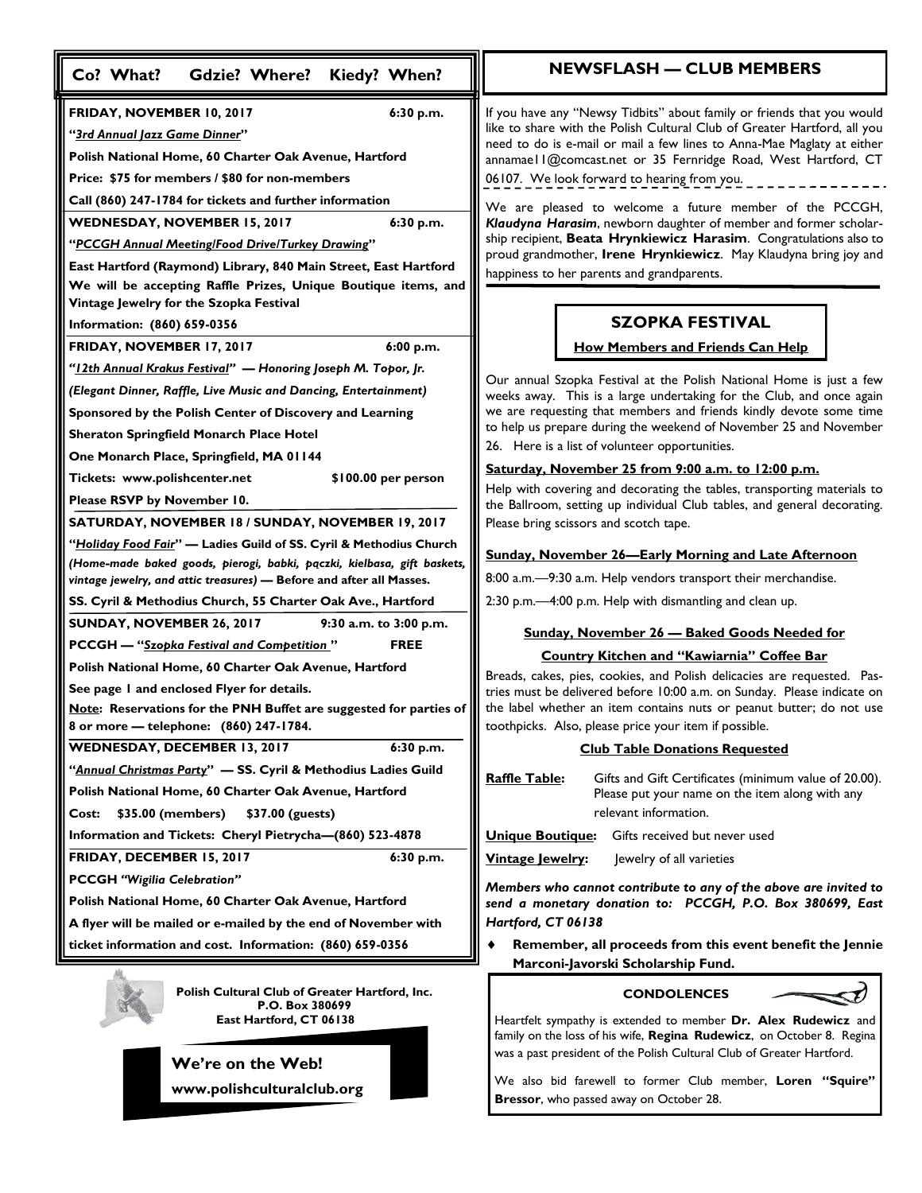## Co? What? Gdzie? Where? Kiedy? When?

**FRIDAY, NOVEMBER 10, 2017 6:30 p.m.**

**"*3rd Annual Jazz Game Dinner*"**

**Polish National Home, 60 Charter Oak Avenue, Hartford**

**Price: $75 for members / $80 for non-members**

**Call (860) 247-1784 for tickets and further information**

**WEDNESDAY, NOVEMBER 15, 2017 6:30 p.m.**

**"*PCCGH Annual Meeting/Food Drive/Turkey Drawing*"**

**East Hartford (Raymond) Library, 840 Main Street, East Hartford**

**We will be accepting Raffle Prizes, Unique Boutique items, and Vintage Jewelry for the Szopka Festival**

**Information: (860) 659-0356**

**FRIDAY, NOVEMBER 17, 2017 6:00 p.m.**

**"*12th Annual Krakus Festival*" — Honoring Joseph M. Topor, Jr.**

***(Elegant Dinner, Raffle, Live Music and Dancing, Entertainment)***

**Sponsored by the Polish Center of Discovery and Learning**

**Sheraton Springfield Monarch Place Hotel**

**One Monarch Place, Springfield, MA 01144**

**Tickets: www.polishcenter.net $100.00 per person**

**Please RSVP by November 10.**

**SATURDAY, NOVEMBER 18 / SUNDAY, NOVEMBER 19, 2017**

**"*Holiday Food Fair*" — Ladies Guild of SS. Cyril & Methodius Church**

***(Home-made baked goods, pierogi, babki, pączki, kielbasa, gift baskets, vintage jewelry, and attic treasures)* — Before and after all Masses.**

**SS. Cyril & Methodius Church, 55 Charter Oak Ave., Hartford**

**SUNDAY, NOVEMBER 26, 2017 9:30 a.m. to 3:00 p.m.**

**PCCGH — "*Szopka Festival and Competition*" FREE**

**Polish National Home, 60 Charter Oak Avenue, Hartford**

**See page 1 and enclosed Flyer for details.**

**Note: Reservations for the PNH Buffet are suggested for parties of 8 or more — telephone: (860) 247-1784.**

**WEDNESDAY, DECEMBER 13, 2017 6:30 p.m.**

**"*Annual Christmas Party*" — SS. Cyril & Methodius Ladies Guild**

**Polish National Home, 60 Charter Oak Avenue, Hartford**

**Cost: $35.00 (members) $37.00 (guests)**

**Information and Tickets: Cheryl Pietrycha—(860) 523-4878**

**FRIDAY, DECEMBER 15, 2017 6:30 p.m.**

**PCCGH *"Wigilia Celebration"***

**Polish National Home, 60 Charter Oak Avenue, Hartford**

**A flyer will be mailed or e-mailed by the end of November with ticket information and cost. Information: (860) 659-0356**

**Polish Cultural Club of Greater Hartford, Inc.**
**P.O. Box 380699**
**East Hartford, CT 06138**

**We're on the Web!**

**www.polishculturalclub.org**

## NEWSFLASH — CLUB MEMBERS

If you have any "Newsy Tidbits" about family or friends that you would like to share with the Polish Cultural Club of Greater Hartford, all you need to do is e-mail or mail a few lines to Anna-Mae Maglaty at either annamae11@comcast.net or 35 Fernridge Road, West Hartford, CT 06107. We look forward to hearing from you.

We are pleased to welcome a future member of the PCCGH, ***Klaudyna Harasim***, newborn daughter of member and former scholarship recipient, **Beata Hrynkiewicz Harasim**. Congratulations also to proud grandmother, **Irene Hrynkiewicz**. May Klaudyna bring joy and happiness to her parents and grandparents.

## SZOPKA FESTIVAL

**How Members and Friends Can Help**

Our annual Szopka Festival at the Polish National Home is just a few weeks away. This is a large undertaking for the Club, and once again we are requesting that members and friends kindly devote some time to help us prepare during the weekend of November 25 and November 26. Here is a list of volunteer opportunities.

**Saturday, November 25 from 9:00 a.m. to 12:00 p.m.**

Help with covering and decorating the tables, transporting materials to the Ballroom, setting up individual Club tables, and general decorating. Please bring scissors and scotch tape.

**Sunday, November 26—Early Morning and Late Afternoon**

8:00 a.m.—9:30 a.m. Help vendors transport their merchandise.

2:30 p.m.—4:00 p.m. Help with dismantling and clean up.

**Sunday, November 26 — Baked Goods Needed for Country Kitchen and "Kawiarnia" Coffee Bar**

Breads, cakes, pies, cookies, and Polish delicacies are requested. Pastries must be delivered before 10:00 a.m. on Sunday. Please indicate on the label whether an item contains nuts or peanut butter; do not use toothpicks. Also, please price your item if possible.

**Club Table Donations Requested**

**Raffle Table:** Gifts and Gift Certificates (minimum value of 20.00). Please put your name on the item along with any relevant information.

**Unique Boutique:** Gifts received but never used

**Vintage Jewelry:** Jewelry of all varieties

***Members who cannot contribute to any of the above are invited to send a monetary donation to: PCCGH, P.O. Box 380699, East Hartford, CT 06138***

- **Remember, all proceeds from this event benefit the Jennie Marconi-Javorski Scholarship Fund.**

## CONDOLENCES

Heartfelt sympathy is extended to member **Dr. Alex Rudewicz** and family on the loss of his wife, **Regina Rudewicz**, on October 8. Regina was a past president of the Polish Cultural Club of Greater Hartford.

We also bid farewell to former Club member, **Loren "Squire" Bressor**, who passed away on October 28.